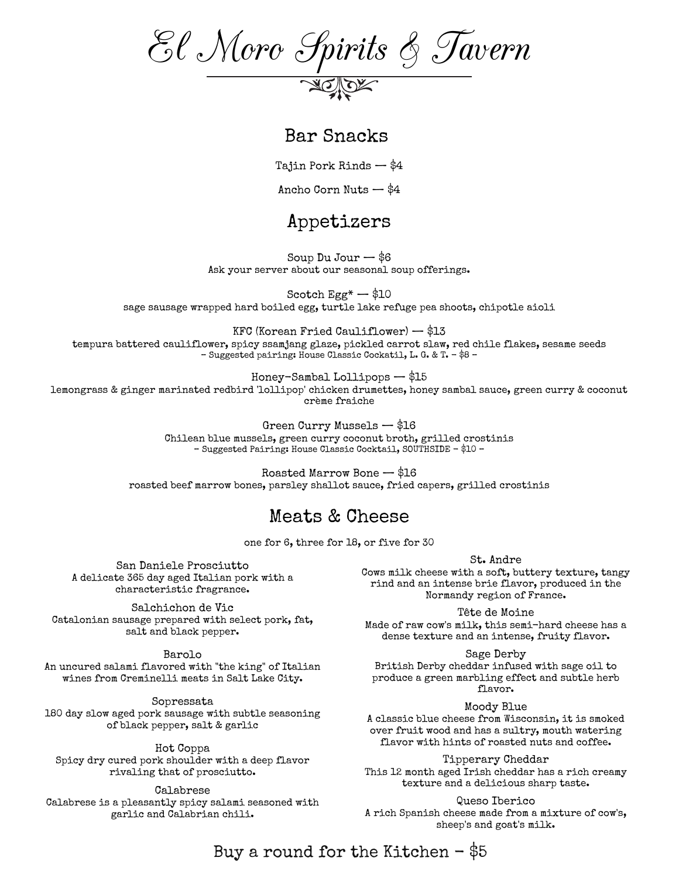# El Moro Spirits & Tavern

## Bar Snacks

Tajin Pork Rinds — $4

Ancho Corn Nuts — $4

## Appetizers

Soup Du Jour — $6
Ask your server about our seasonal soup offerings.

Scotch Egg* — $10
sage sausage wrapped hard boiled egg, turtle lake refuge pea shoots, chipotle aioli

KFC (Korean Fried Cauliflower) — $13
tempura battered cauliflower, spicy ssamjang glaze, pickled carrot slaw, red chile flakes, sesame seeds
- Suggested pairing: House Classic Cockatil, L. G. & T. - $8 -

Honey-Sambal Lollipops — $15
lemongrass & ginger marinated redbird 'lollipop' chicken drumettes, honey sambal sauce, green curry & coconut crème fraiche

Green Curry Mussels — $16
Chilean blue mussels, green curry coconut broth, grilled crostinis
- Suggested Pairing: House Classic Cocktail, SOUTHSIDE - $10 -

Roasted Marrow Bone — $16
roasted beef marrow bones, parsley shallot sauce, fried capers, grilled crostinis

## Meats & Cheese

one for 6, three for 18, or five for 30

San Daniele Prosciutto
A delicate 365 day aged Italian pork with a characteristic fragrance.

Salchichon de Vic
Catalonian sausage prepared with select pork, fat, salt and black pepper.

Barolo
An uncured salami flavored with "the king" of Italian wines from Creminelli meats in Salt Lake City.

Sopressata
180 day slow aged pork sausage with subtle seasoning of black pepper, salt & garlic

Hot Coppa
Spicy dry cured pork shoulder with a deep flavor rivaling that of prosciutto.

Calabrese
Calabrese is a pleasantly spicy salami seasoned with garlic and Calabrian chili.

St. Andre
Cows milk cheese with a soft, buttery texture, tangy rind and an intense brie flavor, produced in the Normandy region of France.

Tête de Moine
Made of raw cow's milk, this semi-hard cheese has a dense texture and an intense, fruity flavor.

Sage Derby
British Derby cheddar infused with sage oil to produce a green marbling effect and subtle herb flavor.

Moody Blue
A classic blue cheese from Wisconsin, it is smoked over fruit wood and has a sultry, mouth watering flavor with hints of roasted nuts and coffee.

Tipperary Cheddar
This 12 month aged Irish cheddar has a rich creamy texture and a delicious sharp taste.

Queso Iberico
A rich Spanish cheese made from a mixture of cow's, sheep's and goat's milk.

Buy a round for the Kitchen - $5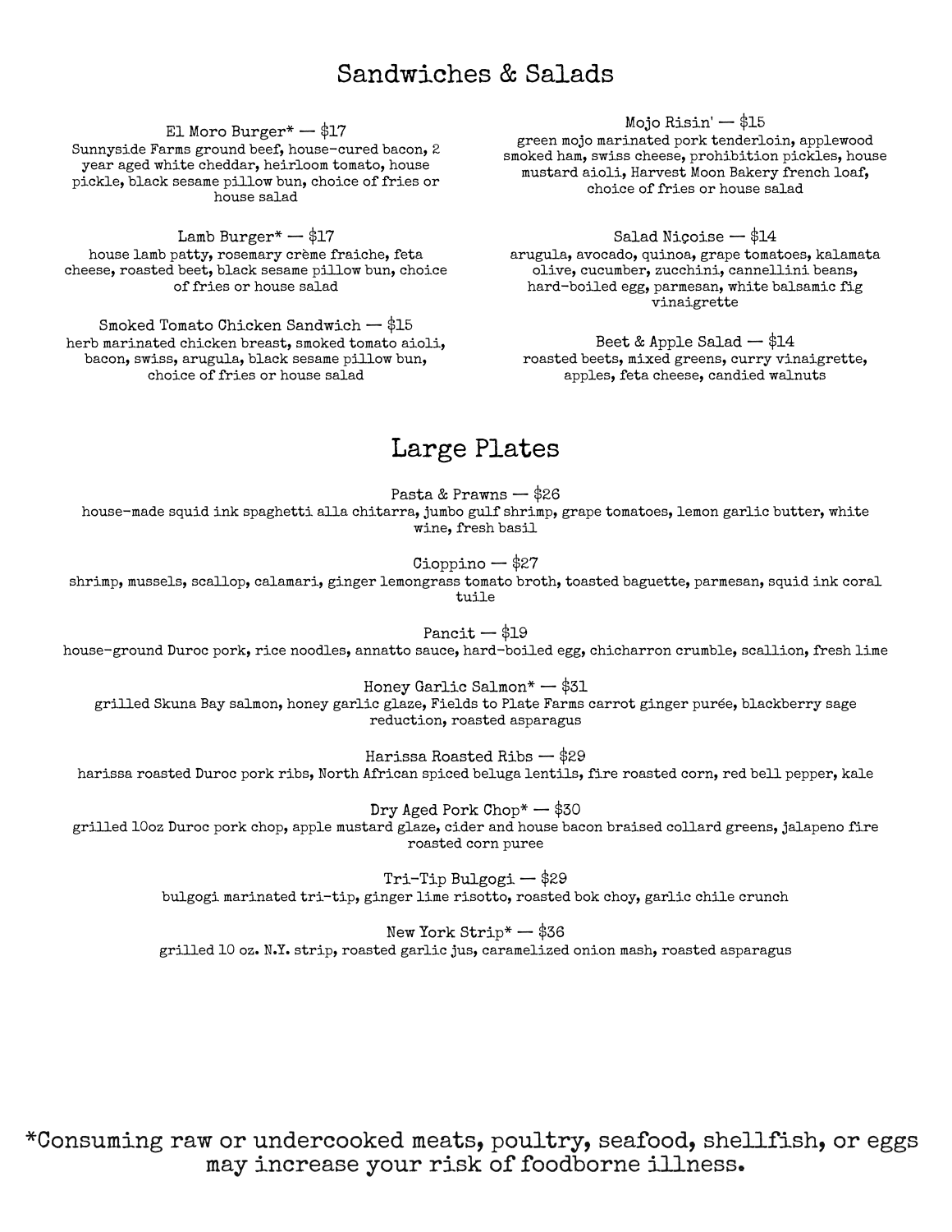## Sandwiches & Salads

El Moro Burger* — $17
Sunnyside Farms ground beef, house-cured bacon, 2 year aged white cheddar, heirloom tomato, house pickle, black sesame pillow bun, choice of fries or house salad

Lamb Burger* — $17
house lamb patty, rosemary crème fraiche, feta cheese, roasted beet, black sesame pillow bun, choice of fries or house salad

Smoked Tomato Chicken Sandwich — $15
herb marinated chicken breast, smoked tomato aioli, bacon, swiss, arugula, black sesame pillow bun, choice of fries or house salad

Mojo Risin' — $15
green mojo marinated pork tenderloin, applewood smoked ham, swiss cheese, prohibition pickles, house mustard aioli, Harvest Moon Bakery french loaf, choice of fries or house salad

Salad Niçoise — $14
arugula, avocado, quinoa, grape tomatoes, kalamata olive, cucumber, zucchini, cannellini beans, hard-boiled egg, parmesan, white balsamic fig vinaigrette

Beet & Apple Salad — $14
roasted beets, mixed greens, curry vinaigrette, apples, feta cheese, candied walnuts

## Large Plates

Pasta & Prawns — $26
house-made squid ink spaghetti alla chitarra, jumbo gulf shrimp, grape tomatoes, lemon garlic butter, white wine, fresh basil

Cioppino — $27
shrimp, mussels, scallop, calamari, ginger lemongrass tomato broth, toasted baguette, parmesan, squid ink coral tuile

Pancit — $19
house-ground Duroc pork, rice noodles, annatto sauce, hard-boiled egg, chicharron crumble, scallion, fresh lime

Honey Garlic Salmon* — $31
grilled Skuna Bay salmon, honey garlic glaze, Fields to Plate Farms carrot ginger purée, blackberry sage reduction, roasted asparagus

Harissa Roasted Ribs — $29
harissa roasted Duroc pork ribs, North African spiced beluga lentils, fire roasted corn, red bell pepper, kale

Dry Aged Pork Chop* — $30
grilled 10oz Duroc pork chop, apple mustard glaze, cider and house bacon braised collard greens, jalapeno fire roasted corn puree

Tri-Tip Bulgogi — $29
bulgogi marinated tri-tip, ginger lime risotto, roasted bok choy, garlic chile crunch

New York Strip* — $36
grilled 10 oz. N.Y. strip, roasted garlic jus, caramelized onion mash, roasted asparagus

*Consuming raw or undercooked meats, poultry, seafood, shellfish, or eggs may increase your risk of foodborne illness.